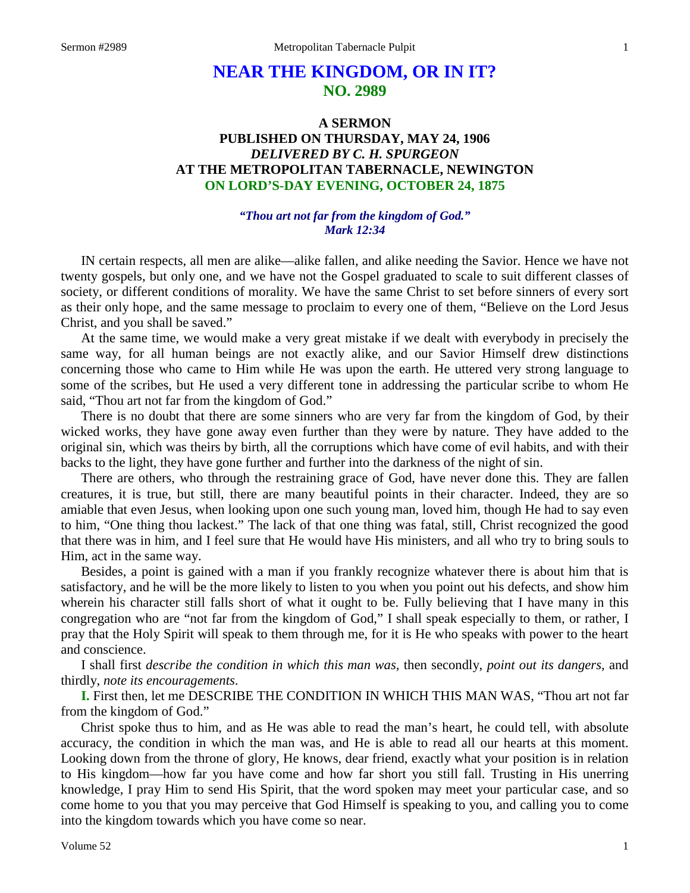# NEAR THE KINGDOM, OR IN IT?
## NO. 2989

### A SERMON
### PUBLISHED ON THURSDAY, MAY 24, 1906
### *DELIVERED BY C. H. SPURGEON*
### AT THE METROPOLITAN TABERNACLE, NEWINGTON
### ON LORD'S-DAY EVENING, OCTOBER 24, 1875

*"Thou art not far from the kingdom of God."*
*Mark 12:34*

IN certain respects, all men are alike—alike fallen, and alike needing the Savior. Hence we have not twenty gospels, but only one, and we have not the Gospel graduated to scale to suit different classes of society, or different conditions of morality. We have the same Christ to set before sinners of every sort as their only hope, and the same message to proclaim to every one of them, "Believe on the Lord Jesus Christ, and you shall be saved."

At the same time, we would make a very great mistake if we dealt with everybody in precisely the same way, for all human beings are not exactly alike, and our Savior Himself drew distinctions concerning those who came to Him while He was upon the earth. He uttered very strong language to some of the scribes, but He used a very different tone in addressing the particular scribe to whom He said, "Thou art not far from the kingdom of God."

There is no doubt that there are some sinners who are very far from the kingdom of God, by their wicked works, they have gone away even further than they were by nature. They have added to the original sin, which was theirs by birth, all the corruptions which have come of evil habits, and with their backs to the light, they have gone further and further into the darkness of the night of sin.

There are others, who through the restraining grace of God, have never done this. They are fallen creatures, it is true, but still, there are many beautiful points in their character. Indeed, they are so amiable that even Jesus, when looking upon one such young man, loved him, though He had to say even to him, "One thing thou lackest." The lack of that one thing was fatal, still, Christ recognized the good that there was in him, and I feel sure that He would have His ministers, and all who try to bring souls to Him, act in the same way.

Besides, a point is gained with a man if you frankly recognize whatever there is about him that is satisfactory, and he will be the more likely to listen to you when you point out his defects, and show him wherein his character still falls short of what it ought to be. Fully believing that I have many in this congregation who are "not far from the kingdom of God," I shall speak especially to them, or rather, I pray that the Holy Spirit will speak to them through me, for it is He who speaks with power to the heart and conscience.

I shall first *describe the condition in which this man was,* then secondly, *point out its dangers,* and thirdly, *note its encouragements.*

**I.** First then, let me DESCRIBE THE CONDITION IN WHICH THIS MAN WAS, "Thou art not far from the kingdom of God."

Christ spoke thus to him, and as He was able to read the man's heart, he could tell, with absolute accuracy, the condition in which the man was, and He is able to read all our hearts at this moment. Looking down from the throne of glory, He knows, dear friend, exactly what your position is in relation to His kingdom—how far you have come and how far short you still fall. Trusting in His unerring knowledge, I pray Him to send His Spirit, that the word spoken may meet your particular case, and so come home to you that you may perceive that God Himself is speaking to you, and calling you to come into the kingdom towards which you have come so near.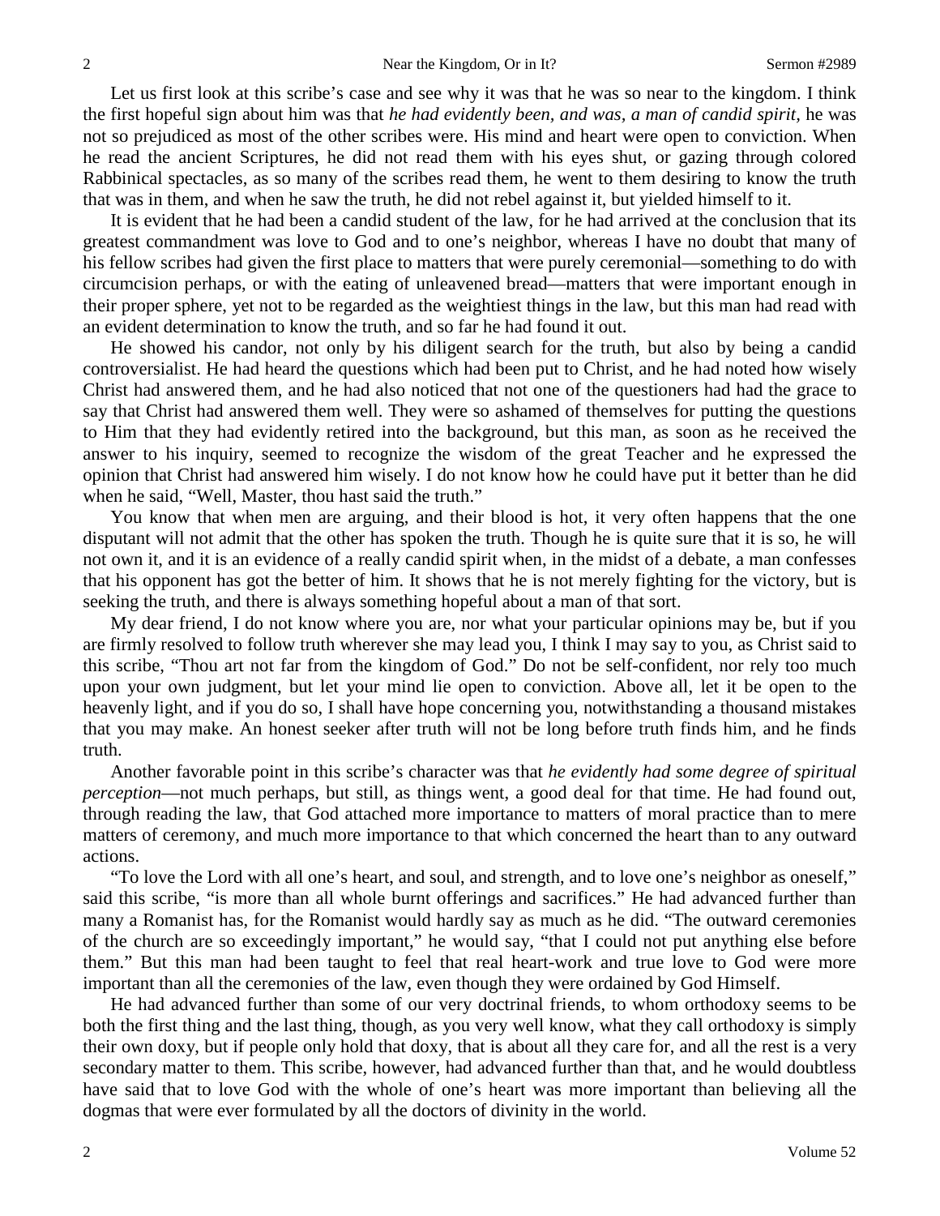Let us first look at this scribe's case and see why it was that he was so near to the kingdom. I think the first hopeful sign about him was that *he had evidently been, and was, a man of candid spirit,* he was not so prejudiced as most of the other scribes were. His mind and heart were open to conviction. When he read the ancient Scriptures, he did not read them with his eyes shut, or gazing through colored Rabbinical spectacles, as so many of the scribes read them, he went to them desiring to know the truth that was in them, and when he saw the truth, he did not rebel against it, but yielded himself to it.

It is evident that he had been a candid student of the law, for he had arrived at the conclusion that its greatest commandment was love to God and to one's neighbor, whereas I have no doubt that many of his fellow scribes had given the first place to matters that were purely ceremonial—something to do with circumcision perhaps, or with the eating of unleavened bread—matters that were important enough in their proper sphere, yet not to be regarded as the weightiest things in the law, but this man had read with an evident determination to know the truth, and so far he had found it out.

He showed his candor, not only by his diligent search for the truth, but also by being a candid controversialist. He had heard the questions which had been put to Christ, and he had noted how wisely Christ had answered them, and he had also noticed that not one of the questioners had had the grace to say that Christ had answered them well. They were so ashamed of themselves for putting the questions to Him that they had evidently retired into the background, but this man, as soon as he received the answer to his inquiry, seemed to recognize the wisdom of the great Teacher and he expressed the opinion that Christ had answered him wisely. I do not know how he could have put it better than he did when he said, "Well, Master, thou hast said the truth."

You know that when men are arguing, and their blood is hot, it very often happens that the one disputant will not admit that the other has spoken the truth. Though he is quite sure that it is so, he will not own it, and it is an evidence of a really candid spirit when, in the midst of a debate, a man confesses that his opponent has got the better of him. It shows that he is not merely fighting for the victory, but is seeking the truth, and there is always something hopeful about a man of that sort.

My dear friend, I do not know where you are, nor what your particular opinions may be, but if you are firmly resolved to follow truth wherever she may lead you, I think I may say to you, as Christ said to this scribe, "Thou art not far from the kingdom of God." Do not be self-confident, nor rely too much upon your own judgment, but let your mind lie open to conviction. Above all, let it be open to the heavenly light, and if you do so, I shall have hope concerning you, notwithstanding a thousand mistakes that you may make. An honest seeker after truth will not be long before truth finds him, and he finds truth.

Another favorable point in this scribe's character was that *he evidently had some degree of spiritual perception*—not much perhaps, but still, as things went, a good deal for that time. He had found out, through reading the law, that God attached more importance to matters of moral practice than to mere matters of ceremony, and much more importance to that which concerned the heart than to any outward actions.

"To love the Lord with all one's heart, and soul, and strength, and to love one's neighbor as oneself," said this scribe, "is more than all whole burnt offerings and sacrifices." He had advanced further than many a Romanist has, for the Romanist would hardly say as much as he did. "The outward ceremonies of the church are so exceedingly important," he would say, "that I could not put anything else before them." But this man had been taught to feel that real heart-work and true love to God were more important than all the ceremonies of the law, even though they were ordained by God Himself.

He had advanced further than some of our very doctrinal friends, to whom orthodoxy seems to be both the first thing and the last thing, though, as you very well know, what they call orthodoxy is simply their own doxy, but if people only hold that doxy, that is about all they care for, and all the rest is a very secondary matter to them. This scribe, however, had advanced further than that, and he would doubtless have said that to love God with the whole of one's heart was more important than believing all the dogmas that were ever formulated by all the doctors of divinity in the world.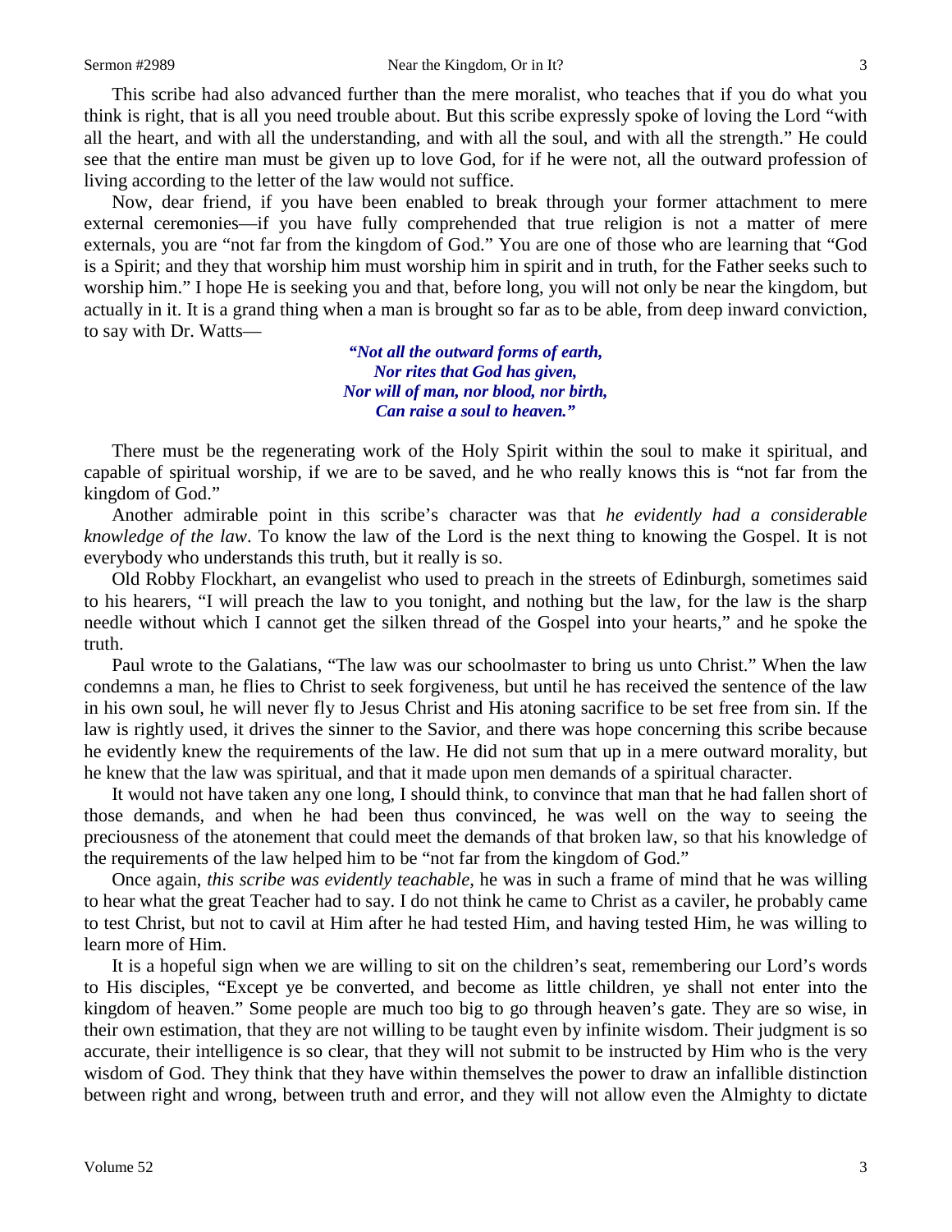This scribe had also advanced further than the mere moralist, who teaches that if you do what you think is right, that is all you need trouble about. But this scribe expressly spoke of loving the Lord "with all the heart, and with all the understanding, and with all the soul, and with all the strength." He could see that the entire man must be given up to love God, for if he were not, all the outward profession of living according to the letter of the law would not suffice.

Now, dear friend, if you have been enabled to break through your former attachment to mere external ceremonies—if you have fully comprehended that true religion is not a matter of mere externals, you are "not far from the kingdom of God." You are one of those who are learning that "God is a Spirit; and they that worship him must worship him in spirit and in truth, for the Father seeks such to worship him." I hope He is seeking you and that, before long, you will not only be near the kingdom, but actually in it. It is a grand thing when a man is brought so far as to be able, from deep inward conviction, to say with Dr. Watts—

> ***"Not all the outward forms of earth,***
> ***Nor rites that God has given,***
> ***Nor will of man, nor blood, nor birth,***
> ***Can raise a soul to heaven."***

There must be the regenerating work of the Holy Spirit within the soul to make it spiritual, and capable of spiritual worship, if we are to be saved, and he who really knows this is "not far from the kingdom of God."

Another admirable point in this scribe's character was that *he evidently had a considerable knowledge of the law*. To know the law of the Lord is the next thing to knowing the Gospel. It is not everybody who understands this truth, but it really is so.

Old Robby Flockhart, an evangelist who used to preach in the streets of Edinburgh, sometimes said to his hearers, "I will preach the law to you tonight, and nothing but the law, for the law is the sharp needle without which I cannot get the silken thread of the Gospel into your hearts," and he spoke the truth.

Paul wrote to the Galatians, "The law was our schoolmaster to bring us unto Christ." When the law condemns a man, he flies to Christ to seek forgiveness, but until he has received the sentence of the law in his own soul, he will never fly to Jesus Christ and His atoning sacrifice to be set free from sin. If the law is rightly used, it drives the sinner to the Savior, and there was hope concerning this scribe because he evidently knew the requirements of the law. He did not sum that up in a mere outward morality, but he knew that the law was spiritual, and that it made upon men demands of a spiritual character.

It would not have taken any one long, I should think, to convince that man that he had fallen short of those demands, and when he had been thus convinced, he was well on the way to seeing the preciousness of the atonement that could meet the demands of that broken law, so that his knowledge of the requirements of the law helped him to be "not far from the kingdom of God."

Once again, *this scribe was evidently teachable,* he was in such a frame of mind that he was willing to hear what the great Teacher had to say. I do not think he came to Christ as a caviler, he probably came to test Christ, but not to cavil at Him after he had tested Him, and having tested Him, he was willing to learn more of Him.

It is a hopeful sign when we are willing to sit on the children's seat, remembering our Lord's words to His disciples, "Except ye be converted, and become as little children, ye shall not enter into the kingdom of heaven." Some people are much too big to go through heaven's gate. They are so wise, in their own estimation, that they are not willing to be taught even by infinite wisdom. Their judgment is so accurate, their intelligence is so clear, that they will not submit to be instructed by Him who is the very wisdom of God. They think that they have within themselves the power to draw an infallible distinction between right and wrong, between truth and error, and they will not allow even the Almighty to dictate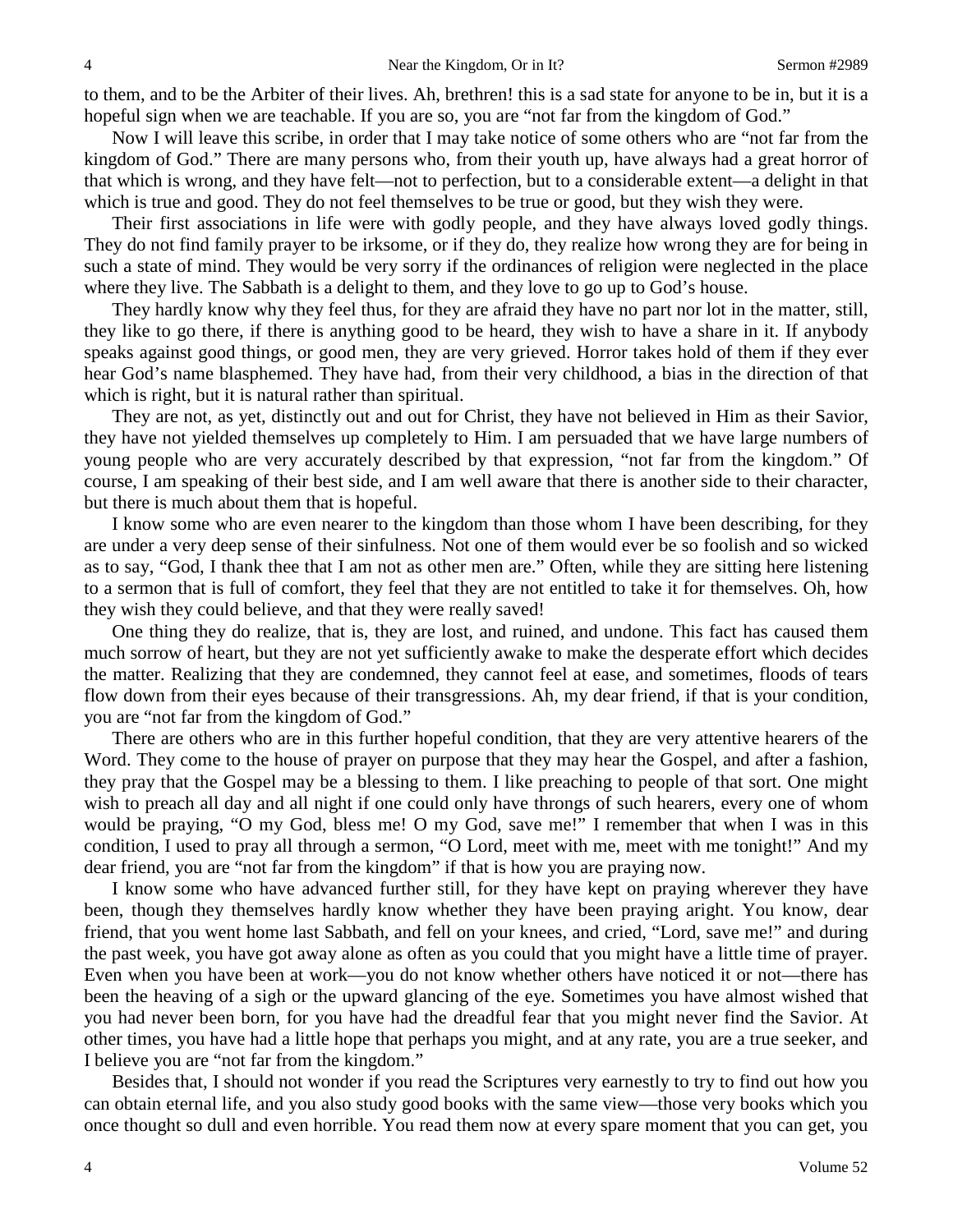to them, and to be the Arbiter of their lives. Ah, brethren! this is a sad state for anyone to be in, but it is a hopeful sign when we are teachable. If you are so, you are "not far from the kingdom of God."

Now I will leave this scribe, in order that I may take notice of some others who are "not far from the kingdom of God." There are many persons who, from their youth up, have always had a great horror of that which is wrong, and they have felt—not to perfection, but to a considerable extent—a delight in that which is true and good. They do not feel themselves to be true or good, but they wish they were.

Their first associations in life were with godly people, and they have always loved godly things. They do not find family prayer to be irksome, or if they do, they realize how wrong they are for being in such a state of mind. They would be very sorry if the ordinances of religion were neglected in the place where they live. The Sabbath is a delight to them, and they love to go up to God's house.

They hardly know why they feel thus, for they are afraid they have no part nor lot in the matter, still, they like to go there, if there is anything good to be heard, they wish to have a share in it. If anybody speaks against good things, or good men, they are very grieved. Horror takes hold of them if they ever hear God's name blasphemed. They have had, from their very childhood, a bias in the direction of that which is right, but it is natural rather than spiritual.

They are not, as yet, distinctly out and out for Christ, they have not believed in Him as their Savior, they have not yielded themselves up completely to Him. I am persuaded that we have large numbers of young people who are very accurately described by that expression, "not far from the kingdom." Of course, I am speaking of their best side, and I am well aware that there is another side to their character, but there is much about them that is hopeful.

I know some who are even nearer to the kingdom than those whom I have been describing, for they are under a very deep sense of their sinfulness. Not one of them would ever be so foolish and so wicked as to say, "God, I thank thee that I am not as other men are." Often, while they are sitting here listening to a sermon that is full of comfort, they feel that they are not entitled to take it for themselves. Oh, how they wish they could believe, and that they were really saved!

One thing they do realize, that is, they are lost, and ruined, and undone. This fact has caused them much sorrow of heart, but they are not yet sufficiently awake to make the desperate effort which decides the matter. Realizing that they are condemned, they cannot feel at ease, and sometimes, floods of tears flow down from their eyes because of their transgressions. Ah, my dear friend, if that is your condition, you are "not far from the kingdom of God."

There are others who are in this further hopeful condition, that they are very attentive hearers of the Word. They come to the house of prayer on purpose that they may hear the Gospel, and after a fashion, they pray that the Gospel may be a blessing to them. I like preaching to people of that sort. One might wish to preach all day and all night if one could only have throngs of such hearers, every one of whom would be praying, "O my God, bless me! O my God, save me!" I remember that when I was in this condition, I used to pray all through a sermon, "O Lord, meet with me, meet with me tonight!" And my dear friend, you are "not far from the kingdom" if that is how you are praying now.

I know some who have advanced further still, for they have kept on praying wherever they have been, though they themselves hardly know whether they have been praying aright. You know, dear friend, that you went home last Sabbath, and fell on your knees, and cried, "Lord, save me!" and during the past week, you have got away alone as often as you could that you might have a little time of prayer. Even when you have been at work—you do not know whether others have noticed it or not—there has been the heaving of a sigh or the upward glancing of the eye. Sometimes you have almost wished that you had never been born, for you have had the dreadful fear that you might never find the Savior. At other times, you have had a little hope that perhaps you might, and at any rate, you are a true seeker, and I believe you are "not far from the kingdom."

Besides that, I should not wonder if you read the Scriptures very earnestly to try to find out how you can obtain eternal life, and you also study good books with the same view—those very books which you once thought so dull and even horrible. You read them now at every spare moment that you can get, you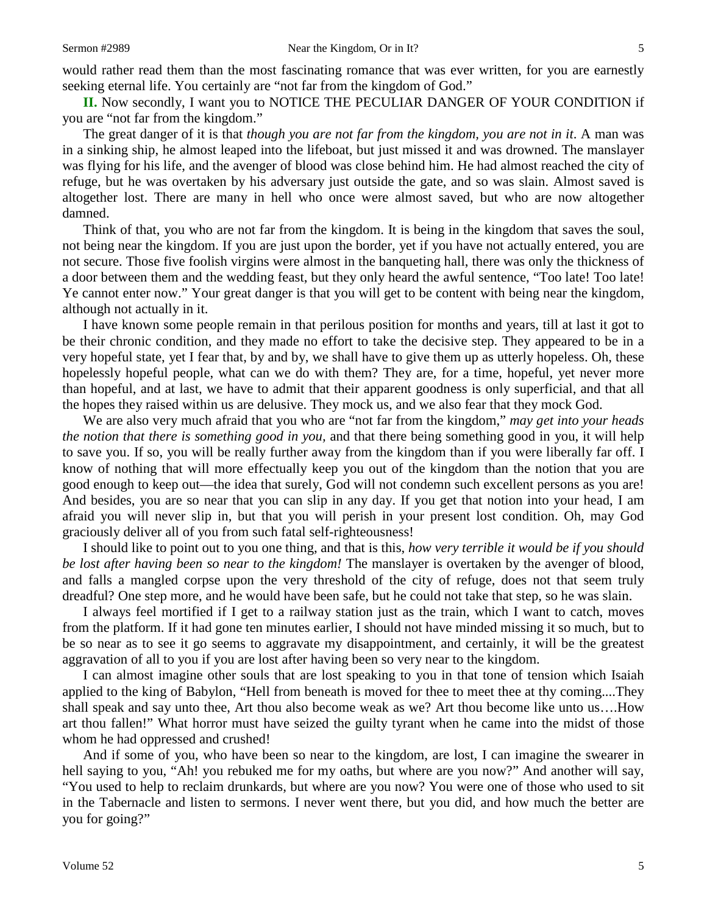would rather read them than the most fascinating romance that was ever written, for you are earnestly seeking eternal life. You certainly are "not far from the kingdom of God."

**II.** Now secondly, I want you to NOTICE THE PECULIAR DANGER OF YOUR CONDITION if you are "not far from the kingdom."

The great danger of it is that *though you are not far from the kingdom, you are not in it*. A man was in a sinking ship, he almost leaped into the lifeboat, but just missed it and was drowned. The manslayer was flying for his life, and the avenger of blood was close behind him. He had almost reached the city of refuge, but he was overtaken by his adversary just outside the gate, and so was slain. Almost saved is altogether lost. There are many in hell who once were almost saved, but who are now altogether damned.

Think of that, you who are not far from the kingdom. It is being in the kingdom that saves the soul, not being near the kingdom. If you are just upon the border, yet if you have not actually entered, you are not secure. Those five foolish virgins were almost in the banqueting hall, there was only the thickness of a door between them and the wedding feast, but they only heard the awful sentence, "Too late! Too late! Ye cannot enter now." Your great danger is that you will get to be content with being near the kingdom, although not actually in it.

I have known some people remain in that perilous position for months and years, till at last it got to be their chronic condition, and they made no effort to take the decisive step. They appeared to be in a very hopeful state, yet I fear that, by and by, we shall have to give them up as utterly hopeless. Oh, these hopelessly hopeful people, what can we do with them? They are, for a time, hopeful, yet never more than hopeful, and at last, we have to admit that their apparent goodness is only superficial, and that all the hopes they raised within us are delusive. They mock us, and we also fear that they mock God.

We are also very much afraid that you who are "not far from the kingdom," *may get into your heads the notion that there is something good in you*, and that there being something good in you, it will help to save you. If so, you will be really further away from the kingdom than if you were liberally far off. I know of nothing that will more effectually keep you out of the kingdom than the notion that you are good enough to keep out—the idea that surely, God will not condemn such excellent persons as you are! And besides, you are so near that you can slip in any day. If you get that notion into your head, I am afraid you will never slip in, but that you will perish in your present lost condition. Oh, may God graciously deliver all of you from such fatal self-righteousness!

I should like to point out to you one thing, and that is this, *how very terrible it would be if you should be lost after having been so near to the kingdom!* The manslayer is overtaken by the avenger of blood, and falls a mangled corpse upon the very threshold of the city of refuge, does not that seem truly dreadful? One step more, and he would have been safe, but he could not take that step, so he was slain.

I always feel mortified if I get to a railway station just as the train, which I want to catch, moves from the platform. If it had gone ten minutes earlier, I should not have minded missing it so much, but to be so near as to see it go seems to aggravate my disappointment, and certainly, it will be the greatest aggravation of all to you if you are lost after having been so very near to the kingdom.

I can almost imagine other souls that are lost speaking to you in that tone of tension which Isaiah applied to the king of Babylon, "Hell from beneath is moved for thee to meet thee at thy coming....They shall speak and say unto thee, Art thou also become weak as we? Art thou become like unto us….How art thou fallen!" What horror must have seized the guilty tyrant when he came into the midst of those whom he had oppressed and crushed!

And if some of you, who have been so near to the kingdom, are lost, I can imagine the swearer in hell saying to you, "Ah! you rebuked me for my oaths, but where are you now?" And another will say, "You used to help to reclaim drunkards, but where are you now? You were one of those who used to sit in the Tabernacle and listen to sermons. I never went there, but you did, and how much the better are you for going?"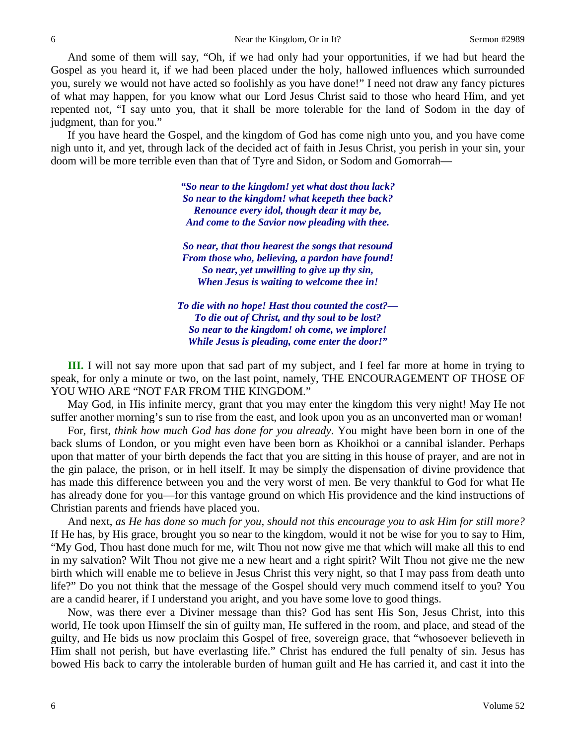And some of them will say, "Oh, if we had only had your opportunities, if we had but heard the Gospel as you heard it, if we had been placed under the holy, hallowed influences which surrounded you, surely we would not have acted so foolishly as you have done!" I need not draw any fancy pictures of what may happen, for you know what our Lord Jesus Christ said to those who heard Him, and yet repented not, "I say unto you, that it shall be more tolerable for the land of Sodom in the day of judgment, than for you."

If you have heard the Gospel, and the kingdom of God has come nigh unto you, and you have come nigh unto it, and yet, through lack of the decided act of faith in Jesus Christ, you perish in your sin, your doom will be more terrible even than that of Tyre and Sidon, or Sodom and Gomorrah—

> ***"So near to the kingdom! yet what dost thou lack?***
> ***So near to the kingdom! what keepeth thee back?***
> ***Renounce every idol, though dear it may be,***
> ***And come to the Savior now pleading with thee.***
>
> ***So near, that thou hearest the songs that resound***
> ***From those who, believing, a pardon have found!***
> ***So near, yet unwilling to give up thy sin,***
> ***When Jesus is waiting to welcome thee in!***
>
> ***To die with no hope! Hast thou counted the cost?—***
> ***To die out of Christ, and thy soul to be lost?***
> ***So near to the kingdom! oh come, we implore!***
> ***While Jesus is pleading, come enter the door!"***

**III.** I will not say more upon that sad part of my subject, and I feel far more at home in trying to speak, for only a minute or two, on the last point, namely, THE ENCOURAGEMENT OF THOSE OF YOU WHO ARE "NOT FAR FROM THE KINGDOM."

May God, in His infinite mercy, grant that you may enter the kingdom this very night! May He not suffer another morning's sun to rise from the east, and look upon you as an unconverted man or woman!

For, first, *think how much God has done for you already*. You might have been born in one of the back slums of London, or you might even have been born as Khoikhoi or a cannibal islander. Perhaps upon that matter of your birth depends the fact that you are sitting in this house of prayer, and are not in the gin palace, the prison, or in hell itself. It may be simply the dispensation of divine providence that has made this difference between you and the very worst of men. Be very thankful to God for what He has already done for you—for this vantage ground on which His providence and the kind instructions of Christian parents and friends have placed you.

And next, *as He has done so much for you, should not this encourage you to ask Him for still more?* If He has, by His grace, brought you so near to the kingdom, would it not be wise for you to say to Him, "My God, Thou hast done much for me, wilt Thou not now give me that which will make all this to end in my salvation? Wilt Thou not give me a new heart and a right spirit? Wilt Thou not give me the new birth which will enable me to believe in Jesus Christ this very night, so that I may pass from death unto life?" Do you not think that the message of the Gospel should very much commend itself to you? You are a candid hearer, if I understand you aright, and you have some love to good things.

Now, was there ever a Diviner message than this? God has sent His Son, Jesus Christ, into this world, He took upon Himself the sin of guilty man, He suffered in the room, and place, and stead of the guilty, and He bids us now proclaim this Gospel of free, sovereign grace, that "whosoever believeth in Him shall not perish, but have everlasting life." Christ has endured the full penalty of sin. Jesus has bowed His back to carry the intolerable burden of human guilt and He has carried it, and cast it into the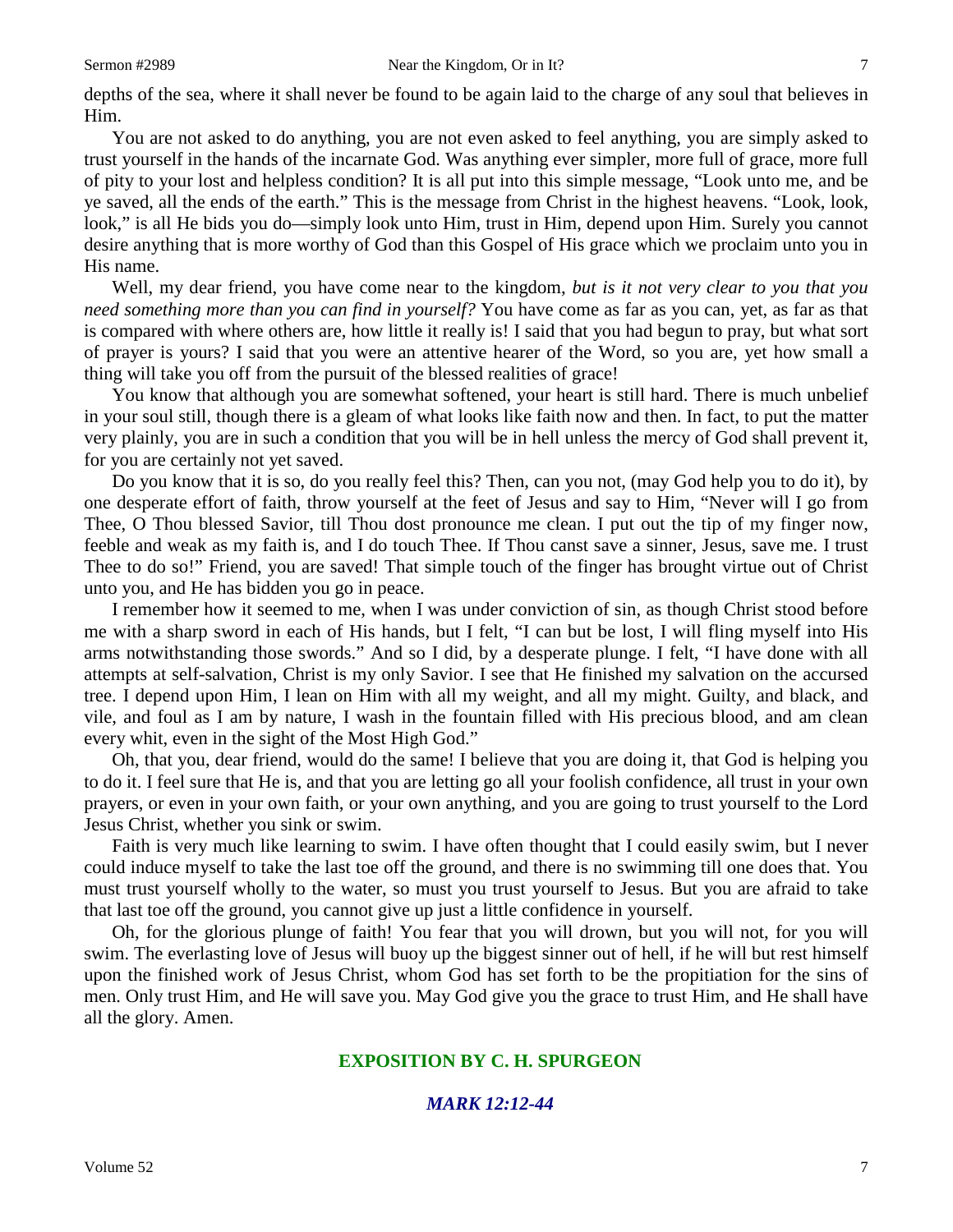depths of the sea, where it shall never be found to be again laid to the charge of any soul that believes in Him.

You are not asked to do anything, you are not even asked to feel anything, you are simply asked to trust yourself in the hands of the incarnate God. Was anything ever simpler, more full of grace, more full of pity to your lost and helpless condition? It is all put into this simple message, "Look unto me, and be ye saved, all the ends of the earth." This is the message from Christ in the highest heavens. "Look, look, look," is all He bids you do—simply look unto Him, trust in Him, depend upon Him. Surely you cannot desire anything that is more worthy of God than this Gospel of His grace which we proclaim unto you in His name.

Well, my dear friend, you have come near to the kingdom, *but is it not very clear to you that you need something more than you can find in yourself?* You have come as far as you can, yet, as far as that is compared with where others are, how little it really is! I said that you had begun to pray, but what sort of prayer is yours? I said that you were an attentive hearer of the Word, so you are, yet how small a thing will take you off from the pursuit of the blessed realities of grace!

You know that although you are somewhat softened, your heart is still hard. There is much unbelief in your soul still, though there is a gleam of what looks like faith now and then. In fact, to put the matter very plainly, you are in such a condition that you will be in hell unless the mercy of God shall prevent it, for you are certainly not yet saved.

Do you know that it is so, do you really feel this? Then, can you not, (may God help you to do it), by one desperate effort of faith, throw yourself at the feet of Jesus and say to Him, "Never will I go from Thee, O Thou blessed Savior, till Thou dost pronounce me clean. I put out the tip of my finger now, feeble and weak as my faith is, and I do touch Thee. If Thou canst save a sinner, Jesus, save me. I trust Thee to do so!" Friend, you are saved! That simple touch of the finger has brought virtue out of Christ unto you, and He has bidden you go in peace.

I remember how it seemed to me, when I was under conviction of sin, as though Christ stood before me with a sharp sword in each of His hands, but I felt, "I can but be lost, I will fling myself into His arms notwithstanding those swords." And so I did, by a desperate plunge. I felt, "I have done with all attempts at self-salvation, Christ is my only Savior. I see that He finished my salvation on the accursed tree. I depend upon Him, I lean on Him with all my weight, and all my might. Guilty, and black, and vile, and foul as I am by nature, I wash in the fountain filled with His precious blood, and am clean every whit, even in the sight of the Most High God."

Oh, that you, dear friend, would do the same! I believe that you are doing it, that God is helping you to do it. I feel sure that He is, and that you are letting go all your foolish confidence, all trust in your own prayers, or even in your own faith, or your own anything, and you are going to trust yourself to the Lord Jesus Christ, whether you sink or swim.

Faith is very much like learning to swim. I have often thought that I could easily swim, but I never could induce myself to take the last toe off the ground, and there is no swimming till one does that. You must trust yourself wholly to the water, so must you trust yourself to Jesus. But you are afraid to take that last toe off the ground, you cannot give up just a little confidence in yourself.

Oh, for the glorious plunge of faith! You fear that you will drown, but you will not, for you will swim. The everlasting love of Jesus will buoy up the biggest sinner out of hell, if he will but rest himself upon the finished work of Jesus Christ, whom God has set forth to be the propitiation for the sins of men. Only trust Him, and He will save you. May God give you the grace to trust Him, and He shall have all the glory. Amen.

## EXPOSITION BY C. H. SPURGEON

### *MARK 12:12-44*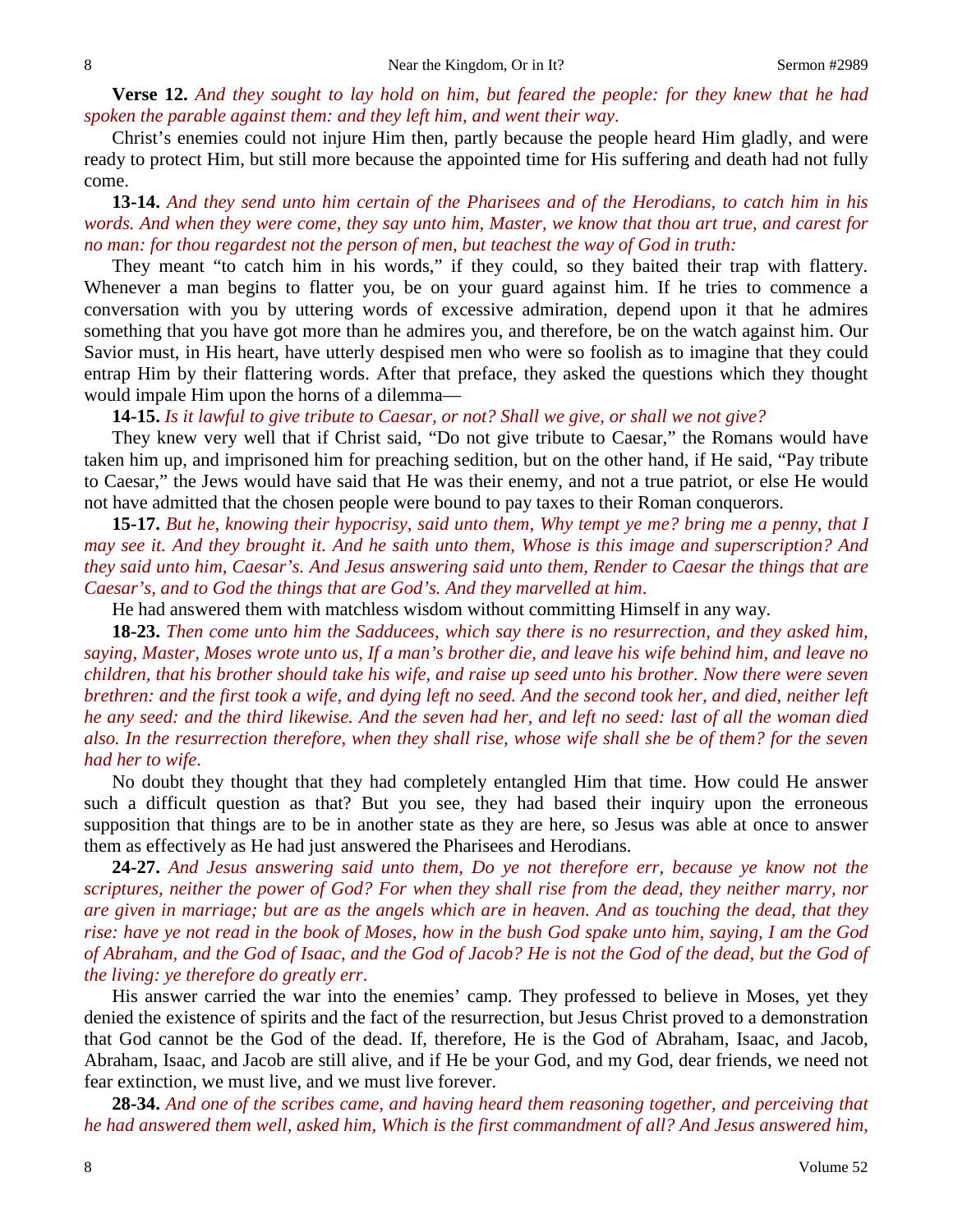**Verse 12.** *And they sought to lay hold on him, but feared the people: for they knew that he had spoken the parable against them: and they left him, and went their way.*

Christ's enemies could not injure Him then, partly because the people heard Him gladly, and were ready to protect Him, but still more because the appointed time for His suffering and death had not fully come.

**13-14.** *And they send unto him certain of the Pharisees and of the Herodians, to catch him in his words. And when they were come, they say unto him, Master, we know that thou art true, and carest for no man: for thou regardest not the person of men, but teachest the way of God in truth:*

They meant "to catch him in his words," if they could, so they baited their trap with flattery. Whenever a man begins to flatter you, be on your guard against him. If he tries to commence a conversation with you by uttering words of excessive admiration, depend upon it that he admires something that you have got more than he admires you, and therefore, be on the watch against him. Our Savior must, in His heart, have utterly despised men who were so foolish as to imagine that they could entrap Him by their flattering words. After that preface, they asked the questions which they thought would impale Him upon the horns of a dilemma—

**14-15.** *Is it lawful to give tribute to Caesar, or not? Shall we give, or shall we not give?*

They knew very well that if Christ said, "Do not give tribute to Caesar," the Romans would have taken him up, and imprisoned him for preaching sedition, but on the other hand, if He said, "Pay tribute to Caesar," the Jews would have said that He was their enemy, and not a true patriot, or else He would not have admitted that the chosen people were bound to pay taxes to their Roman conquerors.

**15-17.** *But he, knowing their hypocrisy, said unto them, Why tempt ye me? bring me a penny, that I may see it. And they brought it. And he saith unto them, Whose is this image and superscription? And they said unto him, Caesar's. And Jesus answering said unto them, Render to Caesar the things that are Caesar's, and to God the things that are God's. And they marvelled at him.*

He had answered them with matchless wisdom without committing Himself in any way.

**18-23.** *Then come unto him the Sadducees, which say there is no resurrection, and they asked him, saying, Master, Moses wrote unto us, If a man's brother die, and leave his wife behind him, and leave no children, that his brother should take his wife, and raise up seed unto his brother. Now there were seven brethren: and the first took a wife, and dying left no seed. And the second took her, and died, neither left he any seed: and the third likewise. And the seven had her, and left no seed: last of all the woman died also. In the resurrection therefore, when they shall rise, whose wife shall she be of them? for the seven had her to wife.*

No doubt they thought that they had completely entangled Him that time. How could He answer such a difficult question as that? But you see, they had based their inquiry upon the erroneous supposition that things are to be in another state as they are here, so Jesus was able at once to answer them as effectively as He had just answered the Pharisees and Herodians.

**24-27.** *And Jesus answering said unto them, Do ye not therefore err, because ye know not the scriptures, neither the power of God? For when they shall rise from the dead, they neither marry, nor are given in marriage; but are as the angels which are in heaven. And as touching the dead, that they rise: have ye not read in the book of Moses, how in the bush God spake unto him, saying, I am the God of Abraham, and the God of Isaac, and the God of Jacob? He is not the God of the dead, but the God of the living: ye therefore do greatly err.*

His answer carried the war into the enemies' camp. They professed to believe in Moses, yet they denied the existence of spirits and the fact of the resurrection, but Jesus Christ proved to a demonstration that God cannot be the God of the dead. If, therefore, He is the God of Abraham, Isaac, and Jacob, Abraham, Isaac, and Jacob are still alive, and if He be your God, and my God, dear friends, we need not fear extinction, we must live, and we must live forever.

**28-34.** *And one of the scribes came, and having heard them reasoning together, and perceiving that he had answered them well, asked him, Which is the first commandment of all? And Jesus answered him,*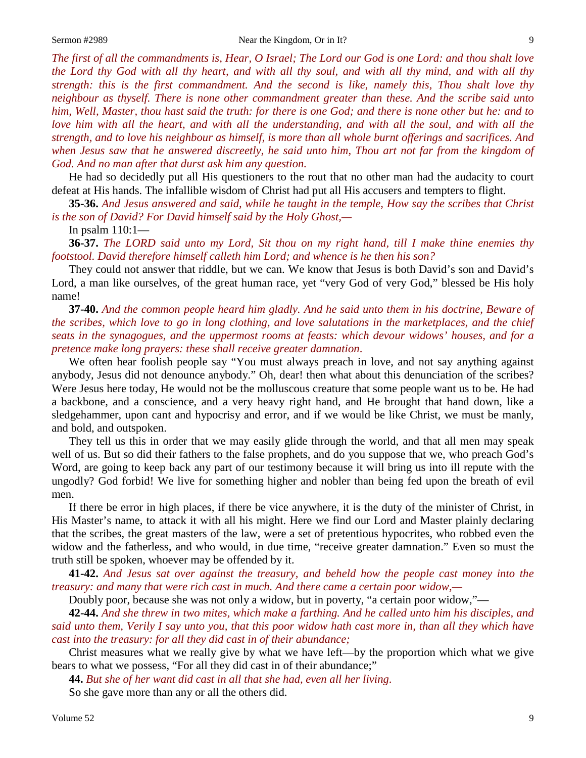*The first of all the commandments is, Hear, O Israel; The Lord our God is one Lord: and thou shalt love the Lord thy God with all thy heart, and with all thy soul, and with all thy mind, and with all thy strength: this is the first commandment. And the second is like, namely this, Thou shalt love thy neighbour as thyself. There is none other commandment greater than these. And the scribe said unto him, Well, Master, thou hast said the truth: for there is one God; and there is none other but he: and to love him with all the heart, and with all the understanding, and with all the soul, and with all the strength, and to love his neighbour as himself, is more than all whole burnt offerings and sacrifices. And when Jesus saw that he answered discreetly, he said unto him, Thou art not far from the kingdom of God. And no man after that durst ask him any question.*

He had so decidedly put all His questioners to the rout that no other man had the audacity to court defeat at His hands. The infallible wisdom of Christ had put all His accusers and tempters to flight.

**35-36.** *And Jesus answered and said, while he taught in the temple, How say the scribes that Christ is the son of David? For David himself said by the Holy Ghost,—*

In psalm 110:1—

**36-37.** *The LORD said unto my Lord, Sit thou on my right hand, till I make thine enemies thy footstool. David therefore himself calleth him Lord; and whence is he then his son?*

They could not answer that riddle, but we can. We know that Jesus is both David's son and David's Lord, a man like ourselves, of the great human race, yet "very God of very God," blessed be His holy name!

**37-40.** *And the common people heard him gladly. And he said unto them in his doctrine, Beware of the scribes, which love to go in long clothing, and love salutations in the marketplaces, and the chief seats in the synagogues, and the uppermost rooms at feasts: which devour widows' houses, and for a pretence make long prayers: these shall receive greater damnation.*

We often hear foolish people say "You must always preach in love, and not say anything against anybody, Jesus did not denounce anybody." Oh, dear! then what about this denunciation of the scribes? Were Jesus here today, He would not be the molluscous creature that some people want us to be. He had a backbone, and a conscience, and a very heavy right hand, and He brought that hand down, like a sledgehammer, upon cant and hypocrisy and error, and if we would be like Christ, we must be manly, and bold, and outspoken.

They tell us this in order that we may easily glide through the world, and that all men may speak well of us. But so did their fathers to the false prophets, and do you suppose that we, who preach God's Word, are going to keep back any part of our testimony because it will bring us into ill repute with the ungodly? God forbid! We live for something higher and nobler than being fed upon the breath of evil men.

If there be error in high places, if there be vice anywhere, it is the duty of the minister of Christ, in His Master's name, to attack it with all his might. Here we find our Lord and Master plainly declaring that the scribes, the great masters of the law, were a set of pretentious hypocrites, who robbed even the widow and the fatherless, and who would, in due time, "receive greater damnation." Even so must the truth still be spoken, whoever may be offended by it.

**41-42.** *And Jesus sat over against the treasury, and beheld how the people cast money into the treasury: and many that were rich cast in much. And there came a certain poor widow,—*

Doubly poor, because she was not only a widow, but in poverty, "a certain poor widow,"—

**42-44.** *And she threw in two mites, which make a farthing. And he called unto him his disciples, and said unto them, Verily I say unto you, that this poor widow hath cast more in, than all they which have cast into the treasury: for all they did cast in of their abundance;*

Christ measures what we really give by what we have left—by the proportion which what we give bears to what we possess, "For all they did cast in of their abundance;"

**44.** *But she of her want did cast in all that she had, even all her living.*

So she gave more than any or all the others did.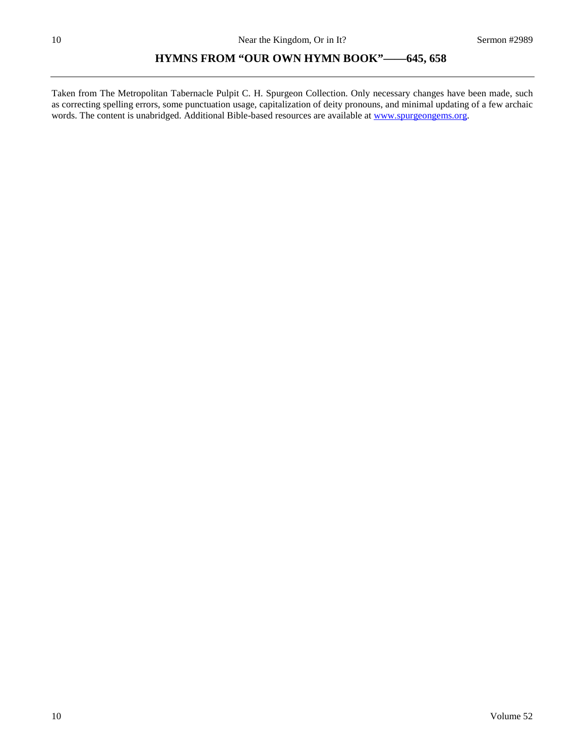## HYMNS FROM "OUR OWN HYMN BOOK"—645, 658

---

Taken from The Metropolitan Tabernacle Pulpit C. H. Spurgeon Collection. Only necessary changes have been made, such as correcting spelling errors, some punctuation usage, capitalization of deity pronouns, and minimal updating of a few archaic words. The content is unabridged. Additional Bible-based resources are available at [www.spurgeongems.org](http://www.spurgeongems.org).